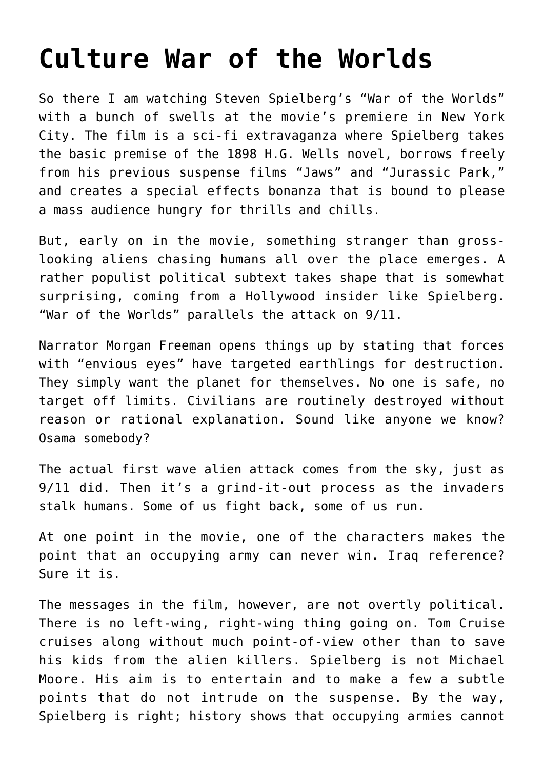# Culture War of the Worlds

So there I am watching Steven Spielberg's "War of the Worlds" with a bunch of swells at the movie's premiere in New York City. The film is a sci-fi extravaganza where Spielberg takes the basic premise of the 1898 H.G. Wells novel, borrows freely from his previous suspense films "Jaws" and "Jurassic Park," and creates a special effects bonanza that is bound to please a mass audience hungry for thrills and chills.

But, early on in the movie, something stranger than gross-looking aliens chasing humans all over the place emerges. A rather populist political subtext takes shape that is somewhat surprising, coming from a Hollywood insider like Spielberg. "War of the Worlds" parallels the attack on 9/11.

Narrator Morgan Freeman opens things up by stating that forces with "envious eyes" have targeted earthlings for destruction. They simply want the planet for themselves. No one is safe, no target off limits. Civilians are routinely destroyed without reason or rational explanation. Sound like anyone we know? Osama somebody?

The actual first wave alien attack comes from the sky, just as 9/11 did. Then it's a grind-it-out process as the invaders stalk humans. Some of us fight back, some of us run.

At one point in the movie, one of the characters makes the point that an occupying army can never win. Iraq reference? Sure it is.

The messages in the film, however, are not overtly political. There is no left-wing, right-wing thing going on. Tom Cruise cruises along without much point-of-view other than to save his kids from the alien killers. Spielberg is not Michael Moore. His aim is to entertain and to make a few a subtle points that do not intrude on the suspense. By the way, Spielberg is right; history shows that occupying armies cannot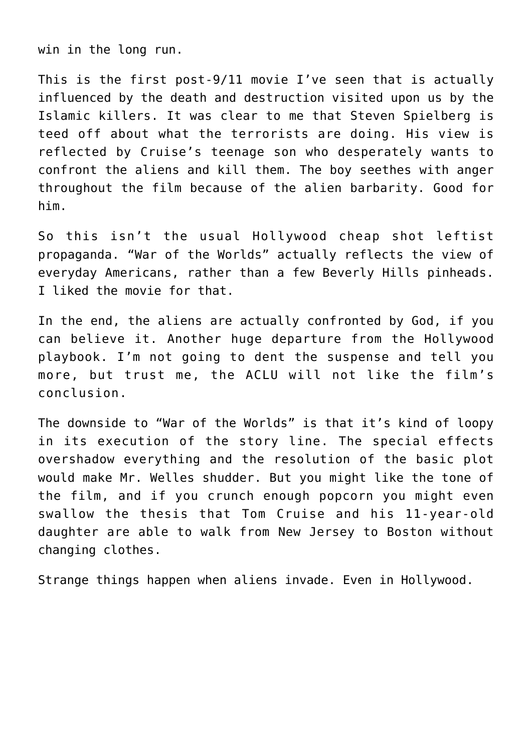win in the long run.

This is the first post-9/11 movie I've seen that is actually influenced by the death and destruction visited upon us by the Islamic killers. It was clear to me that Steven Spielberg is teed off about what the terrorists are doing. His view is reflected by Cruise's teenage son who desperately wants to confront the aliens and kill them. The boy seethes with anger throughout the film because of the alien barbarity. Good for him.

So this isn't the usual Hollywood cheap shot leftist propaganda. "War of the Worlds" actually reflects the view of everyday Americans, rather than a few Beverly Hills pinheads. I liked the movie for that.

In the end, the aliens are actually confronted by God, if you can believe it. Another huge departure from the Hollywood playbook. I'm not going to dent the suspense and tell you more, but trust me, the ACLU will not like the film's conclusion.

The downside to "War of the Worlds" is that it's kind of loopy in its execution of the story line. The special effects overshadow everything and the resolution of the basic plot would make Mr. Welles shudder. But you might like the tone of the film, and if you crunch enough popcorn you might even swallow the thesis that Tom Cruise and his 11-year-old daughter are able to walk from New Jersey to Boston without changing clothes.

Strange things happen when aliens invade. Even in Hollywood.